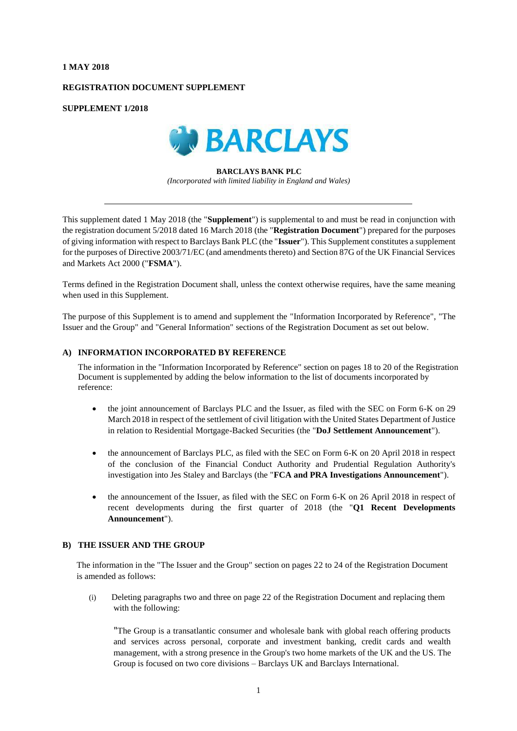**1 MAY 2018**

**REGISTRATION DOCUMENT SUPPLEMENT**

**SUPPLEMENT 1/2018**

**BARCLAYS BANK PLC**

*(Incorporated with limited liability in England and Wales)*

---

This supplement dated 1 May 2018 (the "**Supplement**") is supplemental to and must be read in conjunction with the registration document 5/2018 dated 16 March 2018 (the "**Registration Document**") prepared for the purposes of giving information with respect to Barclays Bank PLC (the "**Issuer**"). This Supplement constitutes a supplement for the purposes of Directive 2003/71/EC (and amendments thereto) and Section 87G of the UK Financial Services and Markets Act 2000 ("**FSMA**").

Terms defined in the Registration Document shall, unless the context otherwise requires, have the same meaning when used in this Supplement.

The purpose of this Supplement is to amend and supplement the "Information Incorporated by Reference", "The Issuer and the Group" and "General Information" sections of the Registration Document as set out below.

## A) INFORMATION INCORPORATED BY REFERENCE

The information in the "Information Incorporated by Reference" section on pages 18 to 20 of the Registration Document is supplemented by adding the below information to the list of documents incorporated by reference:

- the joint announcement of Barclays PLC and the Issuer, as filed with the SEC on Form 6-K on 29 March 2018 in respect of the settlement of civil litigation with the United States Department of Justice in relation to Residential Mortgage-Backed Securities (the "**DoJ Settlement Announcement**").
- the announcement of Barclays PLC, as filed with the SEC on Form 6-K on 20 April 2018 in respect of the conclusion of the Financial Conduct Authority and Prudential Regulation Authority's investigation into Jes Staley and Barclays (the "**FCA and PRA Investigations Announcement**").
- the announcement of the Issuer, as filed with the SEC on Form 6-K on 26 April 2018 in respect of recent developments during the first quarter of 2018 (the "**Q1 Recent Developments Announcement**").

## B) THE ISSUER AND THE GROUP

The information in the "The Issuer and the Group" section on pages 22 to 24 of the Registration Document is amended as follows:

(i) Deleting paragraphs two and three on page 22 of the Registration Document and replacing them with the following:

"The Group is a transatlantic consumer and wholesale bank with global reach offering products and services across personal, corporate and investment banking, credit cards and wealth management, with a strong presence in the Group's two home markets of the UK and the US. The Group is focused on two core divisions – Barclays UK and Barclays International.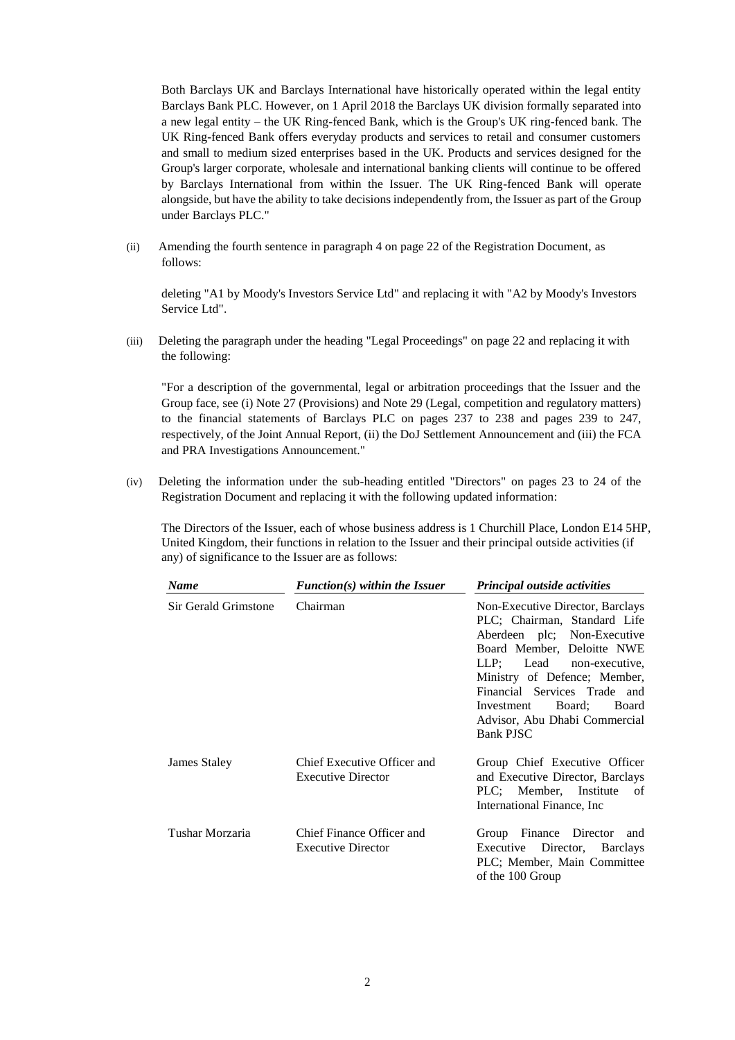Both Barclays UK and Barclays International have historically operated within the legal entity Barclays Bank PLC. However, on 1 April 2018 the Barclays UK division formally separated into a new legal entity – the UK Ring-fenced Bank, which is the Group's UK ring-fenced bank. The UK Ring-fenced Bank offers everyday products and services to retail and consumer customers and small to medium sized enterprises based in the UK. Products and services designed for the Group's larger corporate, wholesale and international banking clients will continue to be offered by Barclays International from within the Issuer. The UK Ring-fenced Bank will operate alongside, but have the ability to take decisions independently from, the Issuer as part of the Group under Barclays PLC."

(ii) Amending the fourth sentence in paragraph 4 on page 22 of the Registration Document, as follows:

deleting "A1 by Moody's Investors Service Ltd" and replacing it with "A2 by Moody's Investors Service Ltd".

(iii) Deleting the paragraph under the heading "Legal Proceedings" on page 22 and replacing it with the following:

"For a description of the governmental, legal or arbitration proceedings that the Issuer and the Group face, see (i) Note 27 (Provisions) and Note 29 (Legal, competition and regulatory matters) to the financial statements of Barclays PLC on pages 237 to 238 and pages 239 to 247, respectively, of the Joint Annual Report, (ii) the DoJ Settlement Announcement and (iii) the FCA and PRA Investigations Announcement."

(iv) Deleting the information under the sub-heading entitled "Directors" on pages 23 to 24 of the Registration Document and replacing it with the following updated information:

The Directors of the Issuer, each of whose business address is 1 Churchill Place, London E14 5HP, United Kingdom, their functions in relation to the Issuer and their principal outside activities (if any) of significance to the Issuer are as follows:

| *Name* | *Function(s) within the Issuer* | *Principal outside activities* |
|---|---|---|
| Sir Gerald Grimstone | Chairman | Non-Executive Director, Barclays PLC; Chairman, Standard Life Aberdeen plc; Non-Executive Board Member, Deloitte NWE LLP; Lead non-executive, Ministry of Defence; Member, Financial Services Trade and Investment Board; Board Advisor, Abu Dhabi Commercial Bank PJSC |
| James Staley | Chief Executive Officer and Executive Director | Group Chief Executive Officer and Executive Director, Barclays PLC; Member, Institute of International Finance, Inc |
| Tushar Morzaria | Chief Finance Officer and Executive Director | Group Finance Director and Executive Director, Barclays PLC; Member, Main Committee of the 100 Group |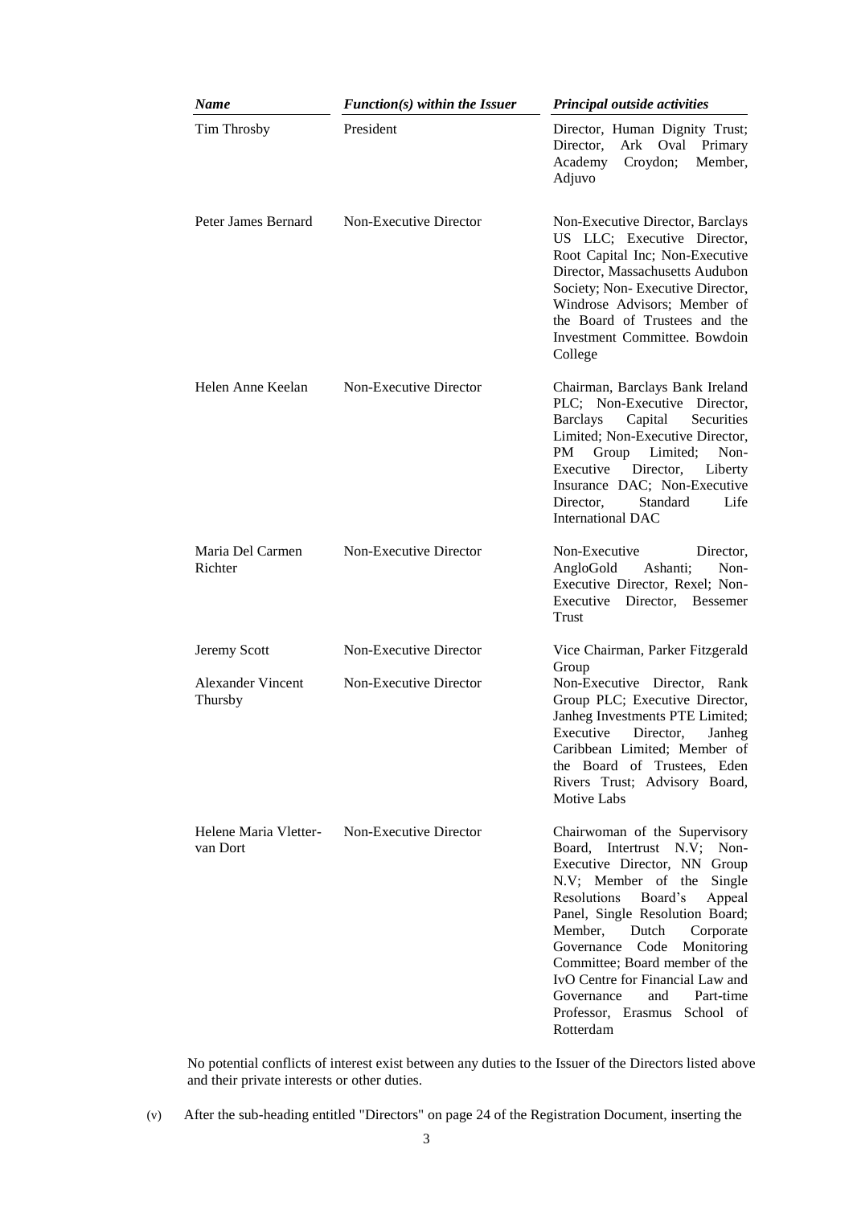| *Name* | *Function(s) within the Issuer* | *Principal outside activities* |
|---|---|---|
| Tim Throsby | President | Director, Human Dignity Trust; Director, Ark Oval Primary Academy Croydon; Member, Adjuvo |
| Peter James Bernard | Non-Executive Director | Non-Executive Director, Barclays US LLC; Executive Director, Root Capital Inc; Non-Executive Director, Massachusetts Audubon Society; Non- Executive Director, Windrose Advisors; Member of the Board of Trustees and the Investment Committee. Bowdoin College |
| Helen Anne Keelan | Non-Executive Director | Chairman, Barclays Bank Ireland PLC; Non-Executive Director, Barclays Capital Securities Limited; Non-Executive Director, PM Group Limited; Non-Executive Director, Liberty Insurance DAC; Non-Executive Director, Standard Life International DAC |
| Maria Del Carmen Richter | Non-Executive Director | Non-Executive Director, AngloGold Ashanti; Non-Executive Director, Rexel; Non-Executive Director, Bessemer Trust |
| Jeremy Scott | Non-Executive Director | Vice Chairman, Parker Fitzgerald Group |
| Alexander Vincent Thursby | Non-Executive Director | Non-Executive Director, Rank Group PLC; Executive Director, Janheg Investments PTE Limited; Executive Director, Janheg Caribbean Limited; Member of the Board of Trustees, Eden Rivers Trust; Advisory Board, Motive Labs |
| Helene Maria Vletter-van Dort | Non-Executive Director | Chairwoman of the Supervisory Board, Intertrust N.V; Non-Executive Director, NN Group N.V; Member of the Single Resolutions Board's Appeal Panel, Single Resolution Board; Member, Dutch Corporate Governance Code Monitoring Committee; Board member of the IvO Centre for Financial Law and Governance and Part-time Professor, Erasmus School of Rotterdam |

No potential conflicts of interest exist between any duties to the Issuer of the Directors listed above and their private interests or other duties.

(v) After the sub-heading entitled "Directors" on page 24 of the Registration Document, inserting the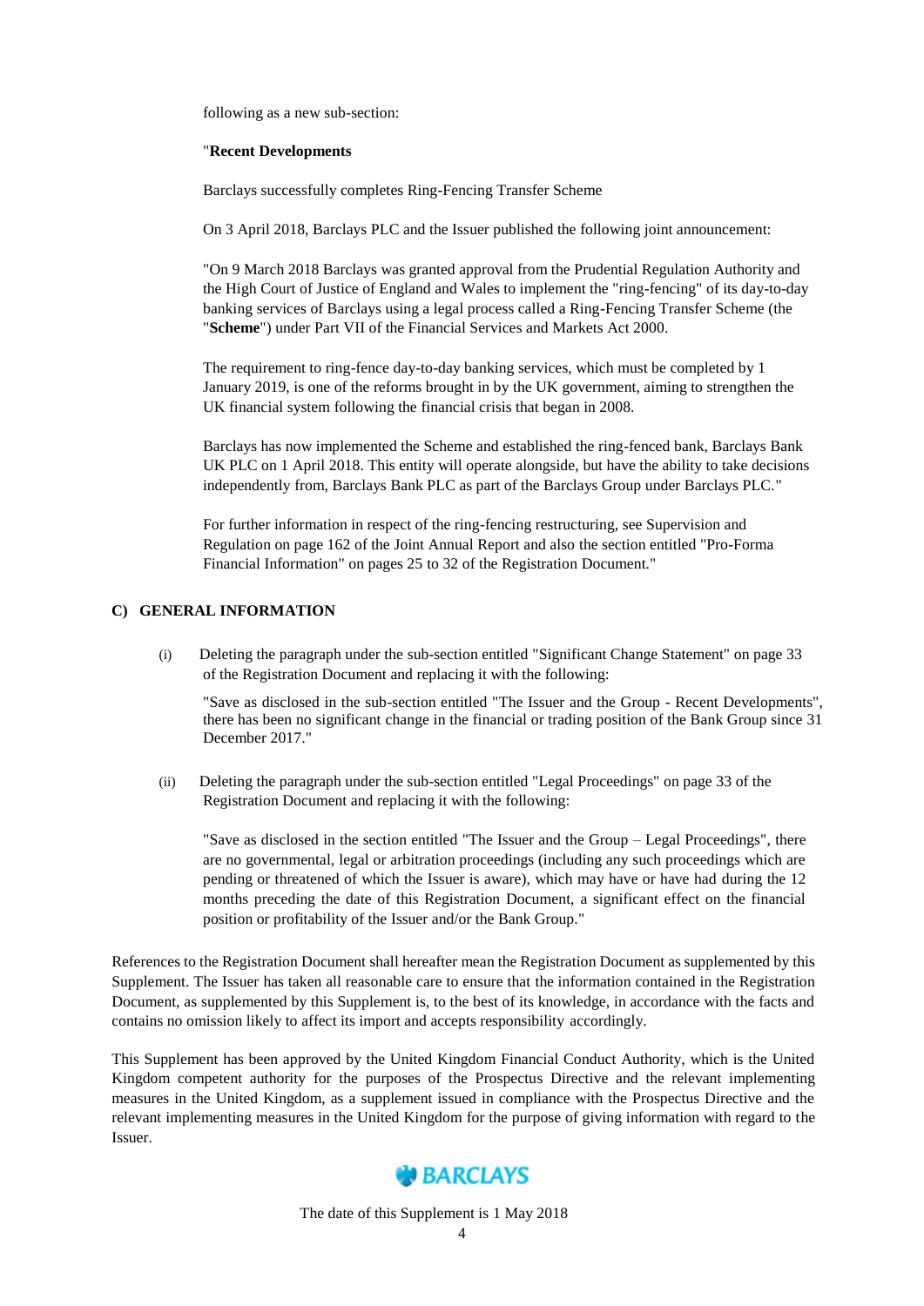following as a new sub-section:

"**Recent Developments**

Barclays successfully completes Ring-Fencing Transfer Scheme

On 3 April 2018, Barclays PLC and the Issuer published the following joint announcement:

"On 9 March 2018 Barclays was granted approval from the Prudential Regulation Authority and the High Court of Justice of England and Wales to implement the "ring-fencing" of its day-to-day banking services of Barclays using a legal process called a Ring-Fencing Transfer Scheme (the "**Scheme**") under Part VII of the Financial Services and Markets Act 2000.

The requirement to ring-fence day-to-day banking services, which must be completed by 1 January 2019, is one of the reforms brought in by the UK government, aiming to strengthen the UK financial system following the financial crisis that began in 2008.

Barclays has now implemented the Scheme and established the ring-fenced bank, Barclays Bank UK PLC on 1 April 2018. This entity will operate alongside, but have the ability to take decisions independently from, Barclays Bank PLC as part of the Barclays Group under Barclays PLC."

For further information in respect of the ring-fencing restructuring, see Supervision and Regulation on page 162 of the Joint Annual Report and also the section entitled "Pro-Forma Financial Information" on pages 25 to 32 of the Registration Document."

## C) GENERAL INFORMATION

(i) Deleting the paragraph under the sub-section entitled "Significant Change Statement" on page 33 of the Registration Document and replacing it with the following:

"Save as disclosed in the sub-section entitled "The Issuer and the Group - Recent Developments", there has been no significant change in the financial or trading position of the Bank Group since 31 December 2017."

(ii) Deleting the paragraph under the sub-section entitled "Legal Proceedings" on page 33 of the Registration Document and replacing it with the following:

"Save as disclosed in the section entitled "The Issuer and the Group – Legal Proceedings", there are no governmental, legal or arbitration proceedings (including any such proceedings which are pending or threatened of which the Issuer is aware), which may have or have had during the 12 months preceding the date of this Registration Document, a significant effect on the financial position or profitability of the Issuer and/or the Bank Group."

References to the Registration Document shall hereafter mean the Registration Document as supplemented by this Supplement. The Issuer has taken all reasonable care to ensure that the information contained in the Registration Document, as supplemented by this Supplement is, to the best of its knowledge, in accordance with the facts and contains no omission likely to affect its import and accepts responsibility accordingly.

This Supplement has been approved by the United Kingdom Financial Conduct Authority, which is the United Kingdom competent authority for the purposes of the Prospectus Directive and the relevant implementing measures in the United Kingdom, as a supplement issued in compliance with the Prospectus Directive and the relevant implementing measures in the United Kingdom for the purpose of giving information with regard to the Issuer.

BARCLAYS

The date of this Supplement is 1 May 2018